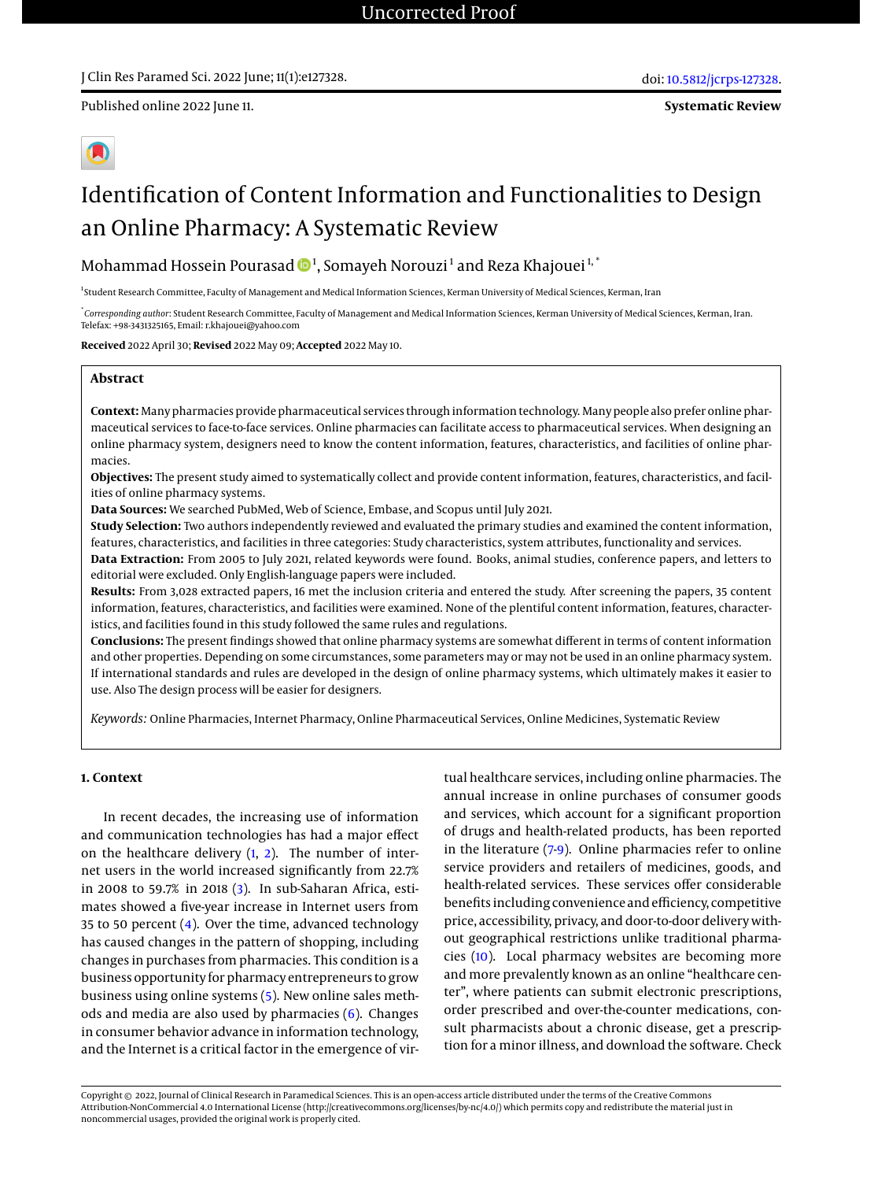Published online 2022 June 11.

**Systematic Review**

# Identification of Content Information and Functionalities to Design an Online Pharmacy: A Systematic Review

Mohammad Hossein Pourasad[1], Somayeh Norouzi[1] and Reza Khajouei[1,*]

[1]Student Research Committee, Faculty of Management and Medical Information Sciences, Kerman University of Medical Sciences, Kerman, Iran

[*]*Corresponding author*: Student Research Committee, Faculty of Management and Medical Information Sciences, Kerman University of Medical Sciences, Kerman, Iran. Telefax: +98-3431325165, Email: r.khajouei@yahoo.com

**Received** 2022 April 30; **Revised** 2022 May 09; **Accepted** 2022 May 10.

## Abstract

**Context:** Many pharmacies provide pharmaceutical services through information technology. Many people also prefer online pharmaceutical services to face-to-face services. Online pharmacies can facilitate access to pharmaceutical services. When designing an online pharmacy system, designers need to know the content information, features, characteristics, and facilities of online pharmacies.

**Objectives:** The present study aimed to systematically collect and provide content information, features, characteristics, and facilities of online pharmacy systems.

**Data Sources:** We searched PubMed, Web of Science, Embase, and Scopus until July 2021.

**Study Selection:** Two authors independently reviewed and evaluated the primary studies and examined the content information, features, characteristics, and facilities in three categories: Study characteristics, system attributes, functionality and services.

**Data Extraction:** From 2005 to July 2021, related keywords were found. Books, animal studies, conference papers, and letters to editorial were excluded. Only English-language papers were included.

**Results:** From 3,028 extracted papers, 16 met the inclusion criteria and entered the study. After screening the papers, 35 content information, features, characteristics, and facilities were examined. None of the plentiful content information, features, characteristics, and facilities found in this study followed the same rules and regulations.

**Conclusions:** The present findings showed that online pharmacy systems are somewhat different in terms of content information and other properties. Depending on some circumstances, some parameters may or may not be used in an online pharmacy system. If international standards and rules are developed in the design of online pharmacy systems, which ultimately makes it easier to use. Also The design process will be easier for designers.

*Keywords:* Online Pharmacies, Internet Pharmacy, Online Pharmaceutical Services, Online Medicines, Systematic Review

## 1. Context

In recent decades, the increasing use of information and communication technologies has had a major effect on the healthcare delivery (1, 2). The number of internet users in the world increased significantly from 22.7% in 2008 to 59.7% in 2018 (3). In sub-Saharan Africa, estimates showed a five-year increase in Internet users from 35 to 50 percent (4). Over the time, advanced technology has caused changes in the pattern of shopping, including changes in purchases from pharmacies. This condition is a business opportunity for pharmacy entrepreneurs to grow business using online systems (5). New online sales methods and media are also used by pharmacies (6). Changes in consumer behavior advance in information technology, and the Internet is a critical factor in the emergence of virtual healthcare services, including online pharmacies. The annual increase in online purchases of consumer goods and services, which account for a significant proportion of drugs and health-related products, has been reported in the literature (7-9). Online pharmacies refer to online service providers and retailers of medicines, goods, and health-related services. These services offer considerable benefits including convenience and efficiency, competitive price, accessibility, privacy, and door-to-door delivery without geographical restrictions unlike traditional pharmacies (10). Local pharmacy websites are becoming more and more prevalently known as an online "healthcare center", where patients can submit electronic prescriptions, order prescribed and over-the-counter medications, consult pharmacists about a chronic disease, get a prescription for a minor illness, and download the software. Check

Copyright © 2022, Journal of Clinical Research in Paramedical Sciences. This is an open-access article distributed under the terms of the Creative Commons Attribution-NonCommercial 4.0 International License (http://creativecommons.org/licenses/by-nc/4.0/) which permits copy and redistribute the material just in noncommercial usages, provided the original work is properly cited.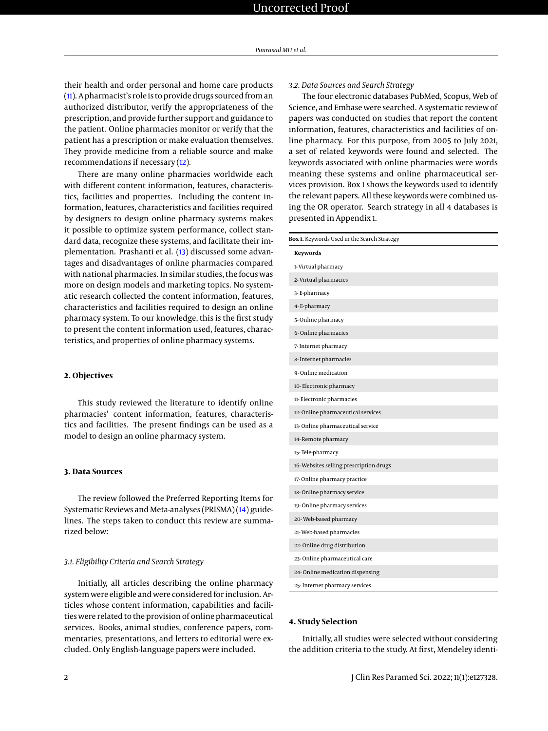their health and order personal and home care products (11). A pharmacist's role is to provide drugs sourced from an authorized distributor, verify the appropriateness of the prescription, and provide further support and guidance to the patient. Online pharmacies monitor or verify that the patient has a prescription or make evaluation themselves. They provide medicine from a reliable source and make recommendations if necessary (12).

There are many online pharmacies worldwide each with different content information, features, characteristics, facilities and properties. Including the content information, features, characteristics and facilities required by designers to design online pharmacy systems makes it possible to optimize system performance, collect standard data, recognize these systems, and facilitate their implementation. Prashanti et al. (13) discussed some advantages and disadvantages of online pharmacies compared with national pharmacies. In similar studies, the focus was more on design models and marketing topics. No systematic research collected the content information, features, characteristics and facilities required to design an online pharmacy system. To our knowledge, this is the first study to present the content information used, features, characteristics, and properties of online pharmacy systems.

## 2. Objectives

This study reviewed the literature to identify online pharmacies' content information, features, characteristics and facilities. The present findings can be used as a model to design an online pharmacy system.

## 3. Data Sources

The review followed the Preferred Reporting Items for Systematic Reviews and Meta-analyses (PRISMA) (14) guidelines. The steps taken to conduct this review are summarized below:

### 3.1. Eligibility Criteria and Search Strategy

Initially, all articles describing the online pharmacy system were eligible and were considered for inclusion. Articles whose content information, capabilities and facilities were related to the provision of online pharmaceutical services. Books, animal studies, conference papers, commentaries, presentations, and letters to editorial were excluded. Only English-language papers were included.

### 3.2. Data Sources and Search Strategy

The four electronic databases PubMed, Scopus, Web of Science, and Embase were searched. A systematic review of papers was conducted on studies that report the content information, features, characteristics and facilities of online pharmacy. For this purpose, from 2005 to July 2021, a set of related keywords were found and selected. The keywords associated with online pharmacies were words meaning these systems and online pharmaceutical services provision. Box 1 shows the keywords used to identify the relevant papers. All these keywords were combined using the OR operator. Search strategy in all 4 databases is presented in Appendix 1.

**Box 1.** Keywords Used in the Search Strategy

| Keywords |
|---|
| 1- Virtual pharmacy |
| 2- Virtual pharmacies |
| 3- E-pharmacy |
| 4- E-pharmacy |
| 5- Online pharmacy |
| 6- Online pharmacies |
| 7- Internet pharmacy |
| 8- Internet pharmacies |
| 9- Online medication |
| 10- Electronic pharmacy |
| 11- Electronic pharmacies |
| 12- Online pharmaceutical services |
| 13- Online pharmaceutical service |
| 14- Remote pharmacy |
| 15- Tele-pharmacy |
| 16- Websites selling prescription drugs |
| 17- Online pharmacy practice |
| 18- Online pharmacy service |
| 19- Online pharmacy services |
| 20- Web-based pharmacy |
| 21- Web-based pharmacies |
| 22- Online drug distribution |
| 23- Online pharmaceutical care |
| 24- Online medication dispensing |
| 25- Internet pharmacy services |

## 4. Study Selection

Initially, all studies were selected without considering the addition criteria to the study. At first, Mendeley identi-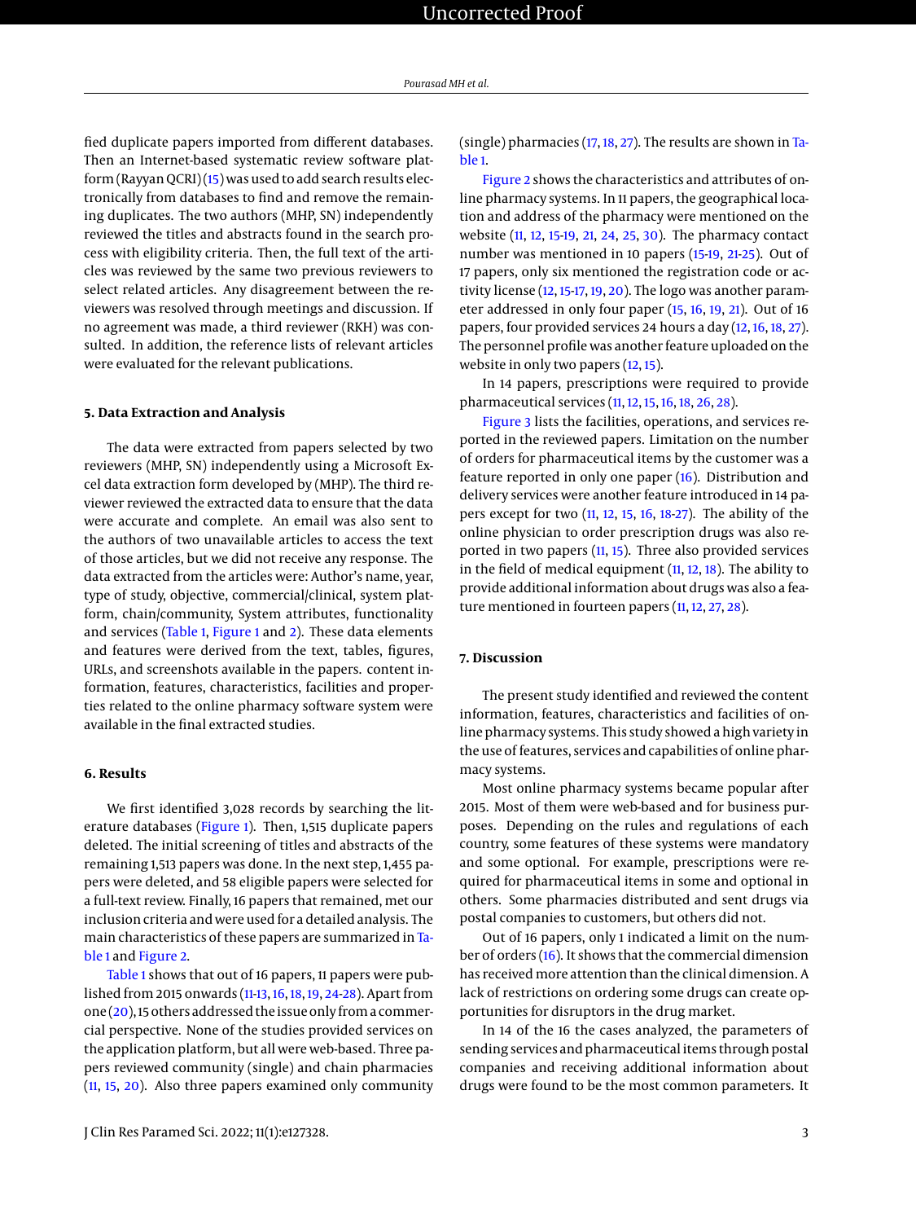fied duplicate papers imported from different databases. Then an Internet-based systematic review software platform (Rayyan QCRI) (15) was used to add search results electronically from databases to find and remove the remaining duplicates. The two authors (MHP, SN) independently reviewed the titles and abstracts found in the search process with eligibility criteria. Then, the full text of the articles was reviewed by the same two previous reviewers to select related articles. Any disagreement between the reviewers was resolved through meetings and discussion. If no agreement was made, a third reviewer (RKH) was consulted. In addition, the reference lists of relevant articles were evaluated for the relevant publications.

### 5. Data Extraction and Analysis

The data were extracted from papers selected by two reviewers (MHP, SN) independently using a Microsoft Excel data extraction form developed by (MHP). The third reviewer reviewed the extracted data to ensure that the data were accurate and complete. An email was also sent to the authors of two unavailable articles to access the text of those articles, but we did not receive any response. The data extracted from the articles were: Author's name, year, type of study, objective, commercial/clinical, system platform, chain/community, System attributes, functionality and services (Table 1, Figure 1 and 2). These data elements and features were derived from the text, tables, figures, URLs, and screenshots available in the papers. content information, features, characteristics, facilities and properties related to the online pharmacy software system were available in the final extracted studies.

### 6. Results

We first identified 3,028 records by searching the literature databases (Figure 1). Then, 1,515 duplicate papers deleted. The initial screening of titles and abstracts of the remaining 1,513 papers was done. In the next step, 1,455 papers were deleted, and 58 eligible papers were selected for a full-text review. Finally, 16 papers that remained, met our inclusion criteria and were used for a detailed analysis. The main characteristics of these papers are summarized in Table 1 and Figure 2.

Table 1 shows that out of 16 papers, 11 papers were published from 2015 onwards (11-13, 16, 18, 19, 24-28). Apart from one (20), 15 others addressed the issue only from a commercial perspective. None of the studies provided services on the application platform, but all were web-based. Three papers reviewed community (single) and chain pharmacies (11, 15, 20). Also three papers examined only community (single) pharmacies (17, 18, 27). The results are shown in Table 1.

Figure 2 shows the characteristics and attributes of online pharmacy systems. In 11 papers, the geographical location and address of the pharmacy were mentioned on the website (11, 12, 15-19, 21, 24, 25, 30). The pharmacy contact number was mentioned in 10 papers (15-19, 21-25). Out of 17 papers, only six mentioned the registration code or activity license (12, 15-17, 19, 20). The logo was another parameter addressed in only four paper (15, 16, 19, 21). Out of 16 papers, four provided services 24 hours a day (12, 16, 18, 27). The personnel profile was another feature uploaded on the website in only two papers (12, 15).

In 14 papers, prescriptions were required to provide pharmaceutical services (11, 12, 15, 16, 18, 26, 28).

Figure 3 lists the facilities, operations, and services reported in the reviewed papers. Limitation on the number of orders for pharmaceutical items by the customer was a feature reported in only one paper (16). Distribution and delivery services were another feature introduced in 14 papers except for two (11, 12, 15, 16, 18-27). The ability of the online physician to order prescription drugs was also reported in two papers (11, 15). Three also provided services in the field of medical equipment (11, 12, 18). The ability to provide additional information about drugs was also a feature mentioned in fourteen papers (11, 12, 27, 28).

### 7. Discussion

The present study identified and reviewed the content information, features, characteristics and facilities of online pharmacy systems. This study showed a high variety in the use of features, services and capabilities of online pharmacy systems.

Most online pharmacy systems became popular after 2015. Most of them were web-based and for business purposes. Depending on the rules and regulations of each country, some features of these systems were mandatory and some optional. For example, prescriptions were required for pharmaceutical items in some and optional in others. Some pharmacies distributed and sent drugs via postal companies to customers, but others did not.

Out of 16 papers, only 1 indicated a limit on the number of orders (16). It shows that the commercial dimension has received more attention than the clinical dimension. A lack of restrictions on ordering some drugs can create opportunities for disruptors in the drug market.

In 14 of the 16 the cases analyzed, the parameters of sending services and pharmaceutical items through postal companies and receiving additional information about drugs were found to be the most common parameters. It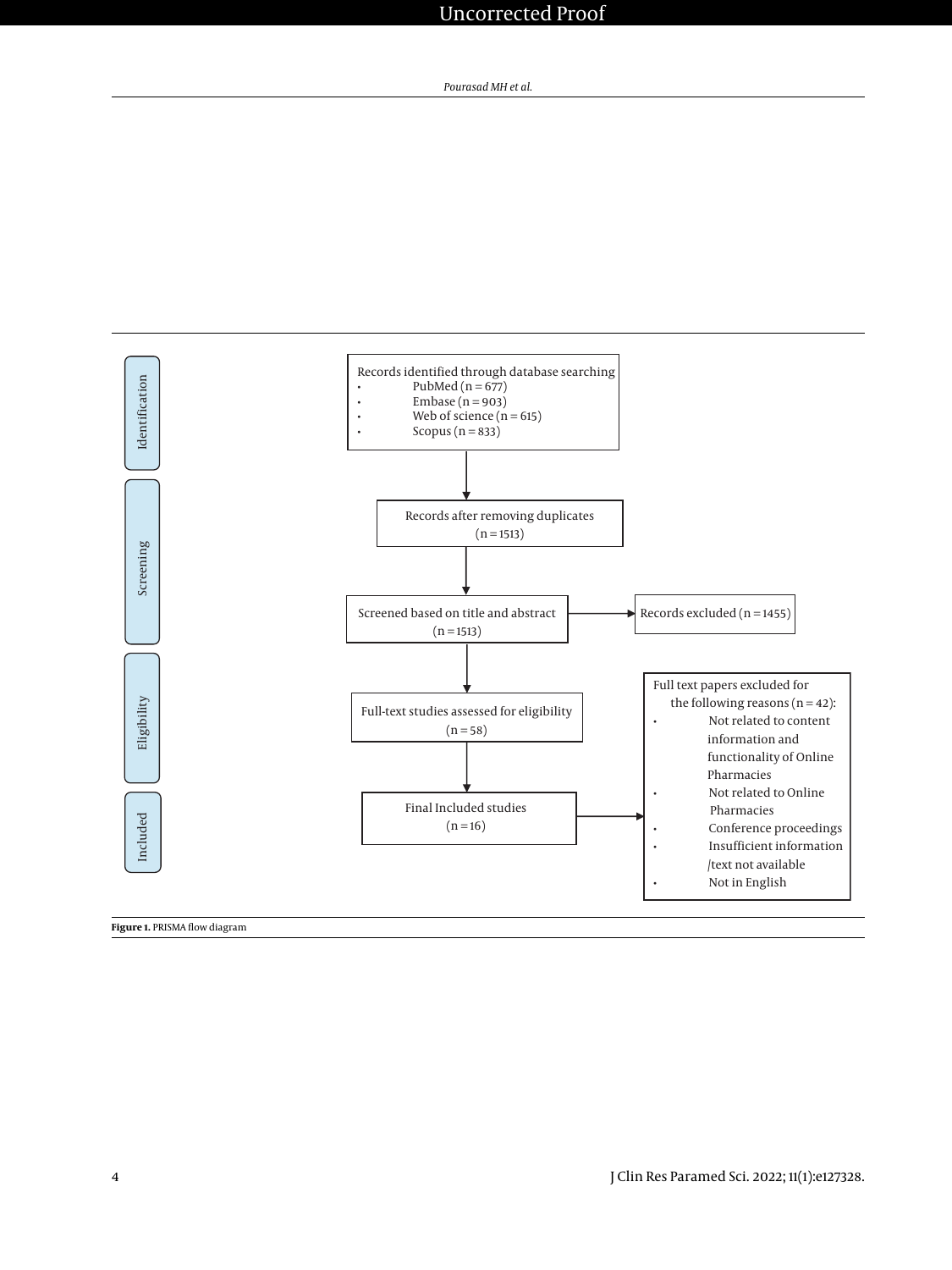**Identification**

Records identified through database searching
- PubMed (n = 677)
- Embase (n = 903)
- Web of science (n = 615)
- Scopus (n = 833)

**Screening**

Records after removing duplicates (n = 1513)

Screened based on title and abstract (n = 1513) → Records excluded (n = 1455)

**Eligibility**

Full-text studies assessed for eligibility (n = 58)

**Included**

Final Included studies (n = 16)

Full text papers excluded for the following reasons (n = 42):
- Not related to content information and functionality of Online Pharmacies
- Not related to Online Pharmacies
- Conference proceedings
- Insufficient information /text not available
- Not in English

**Figure 1.** PRISMA flow diagram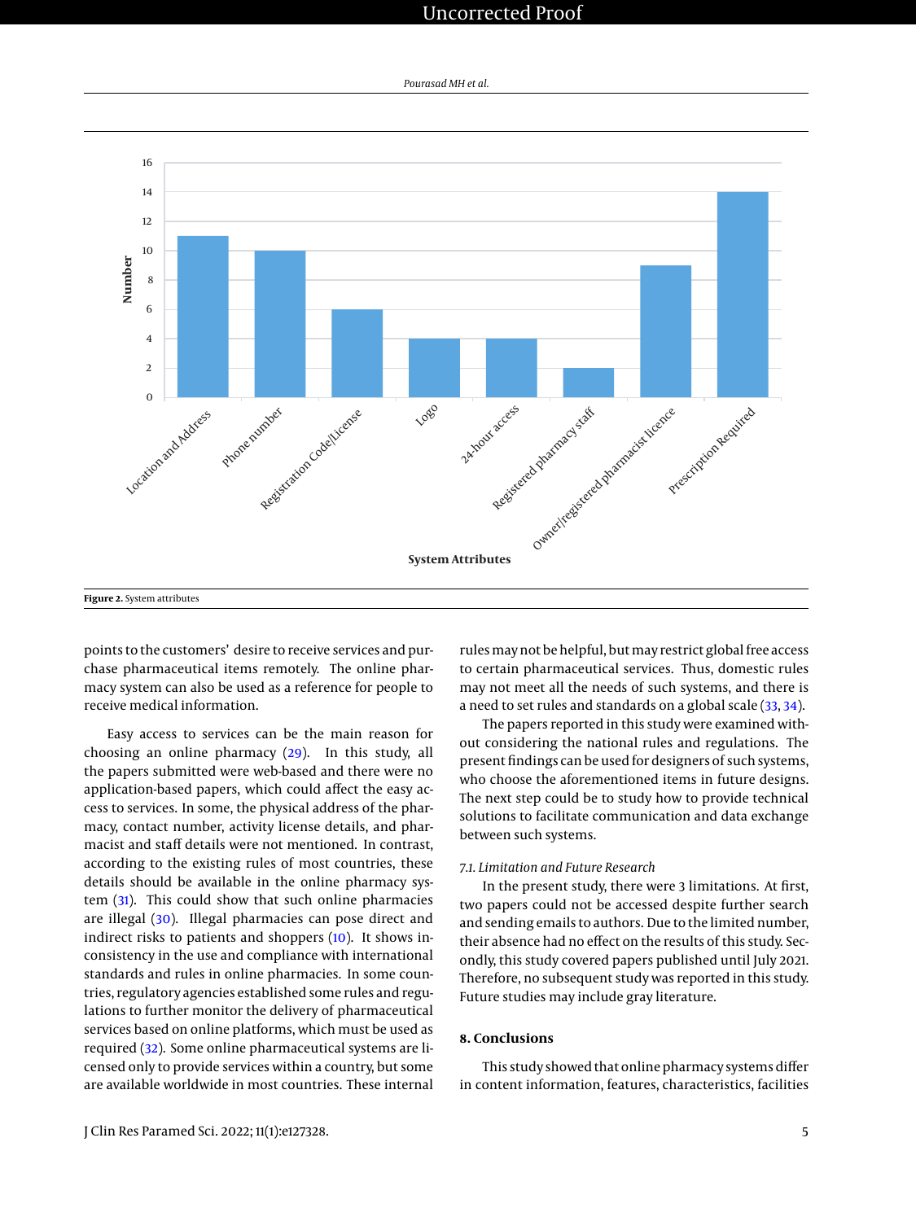Figure 2. System attributes

points to the customers' desire to receive services and purchase pharmaceutical items remotely. The online pharmacy system can also be used as a reference for people to receive medical information.

Easy access to services can be the main reason for choosing an online pharmacy (29). In this study, all the papers submitted were web-based and there were no application-based papers, which could affect the easy access to services. In some, the physical address of the pharmacy, contact number, activity license details, and pharmacist and staff details were not mentioned. In contrast, according to the existing rules of most countries, these details should be available in the online pharmacy system (31). This could show that such online pharmacies are illegal (30). Illegal pharmacies can pose direct and indirect risks to patients and shoppers (10). It shows inconsistency in the use and compliance with international standards and rules in online pharmacies. In some countries, regulatory agencies established some rules and regulations to further monitor the delivery of pharmaceutical services based on online platforms, which must be used as required (32). Some online pharmaceutical systems are licensed only to provide services within a country, but some are available worldwide in most countries. These internal rules may not be helpful, but may restrict global free access to certain pharmaceutical services. Thus, domestic rules may not meet all the needs of such systems, and there is a need to set rules and standards on a global scale (33, 34).

The papers reported in this study were examined without considering the national rules and regulations. The present findings can be used for designers of such systems, who choose the aforementioned items in future designs. The next step could be to study how to provide technical solutions to facilitate communication and data exchange between such systems.

### 7.1. Limitation and Future Research

In the present study, there were 3 limitations. At first, two papers could not be accessed despite further search and sending emails to authors. Due to the limited number, their absence had no effect on the results of this study. Secondly, this study covered papers published until July 2021. Therefore, no subsequent study was reported in this study. Future studies may include gray literature.

## 8. Conclusions

This study showed that online pharmacy systems differ in content information, features, characteristics, facilities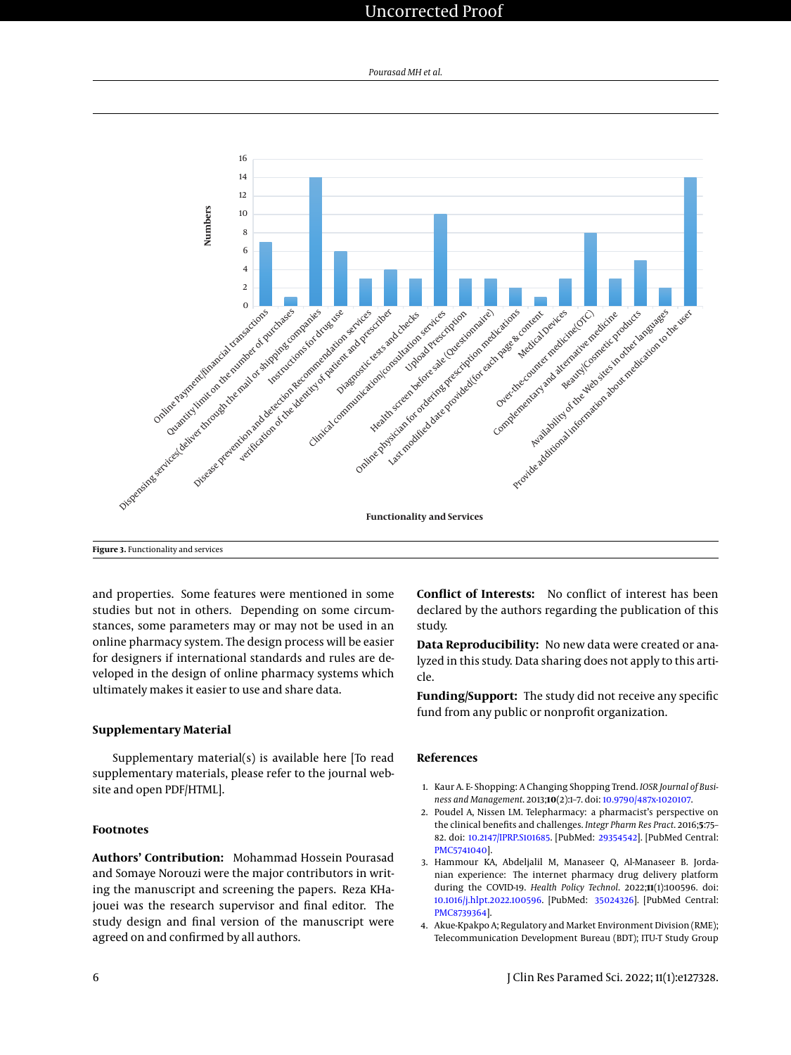Figure 3. Functionality and services

and properties. Some features were mentioned in some studies but not in others. Depending on some circumstances, some parameters may or may not be used in an online pharmacy system. The design process will be easier for designers if international standards and rules are developed in the design of online pharmacy systems which ultimately makes it easier to use and share data.

## Supplementary Material

Supplementary material(s) is available here [To read supplementary materials, please refer to the journal website and open PDF/HTML].

## Footnotes

**Authors' Contribution:** Mohammad Hossein Pourasad and Somaye Norouzi were the major contributors in writing the manuscript and screening the papers. Reza KHajouei was the research supervisor and final editor. The study design and final version of the manuscript were agreed on and confirmed by all authors.

**Conflict of Interests:** No conflict of interest has been declared by the authors regarding the publication of this study.

**Data Reproducibility:** No new data were created or analyzed in this study. Data sharing does not apply to this article.

**Funding/Support:** The study did not receive any specific fund from any public or nonprofit organization.

## References

1. Kaur A. E- Shopping: A Changing Shopping Trend. *IOSR Journal of Business and Management*. 2013;**10**(2):1–7. doi: 10.9790/487x-1020107.
2. Poudel A, Nissen LM. Telepharmacy: a pharmacist's perspective on the clinical benefits and challenges. *Integr Pharm Res Pract*. 2016;**5**:75–82. doi: 10.2147/IPRP.S101685. [PubMed: 29354542]. [PubMed Central: PMC5741040].
3. Hammour KA, Abdeljalil M, Manaseer Q, Al-Manaseer B. Jordanian experience: The internet pharmacy drug delivery platform during the COVID-19. *Health Policy Technol*. 2022;**11**(1):100596. doi: 10.1016/j.hlpt.2022.100596. [PubMed: 35024326]. [PubMed Central: PMC8739364].
4. Akue-Kpakpo A; Regulatory and Market Environment Division (RME); Telecommunication Development Bureau (BDT); ITU-T Study Group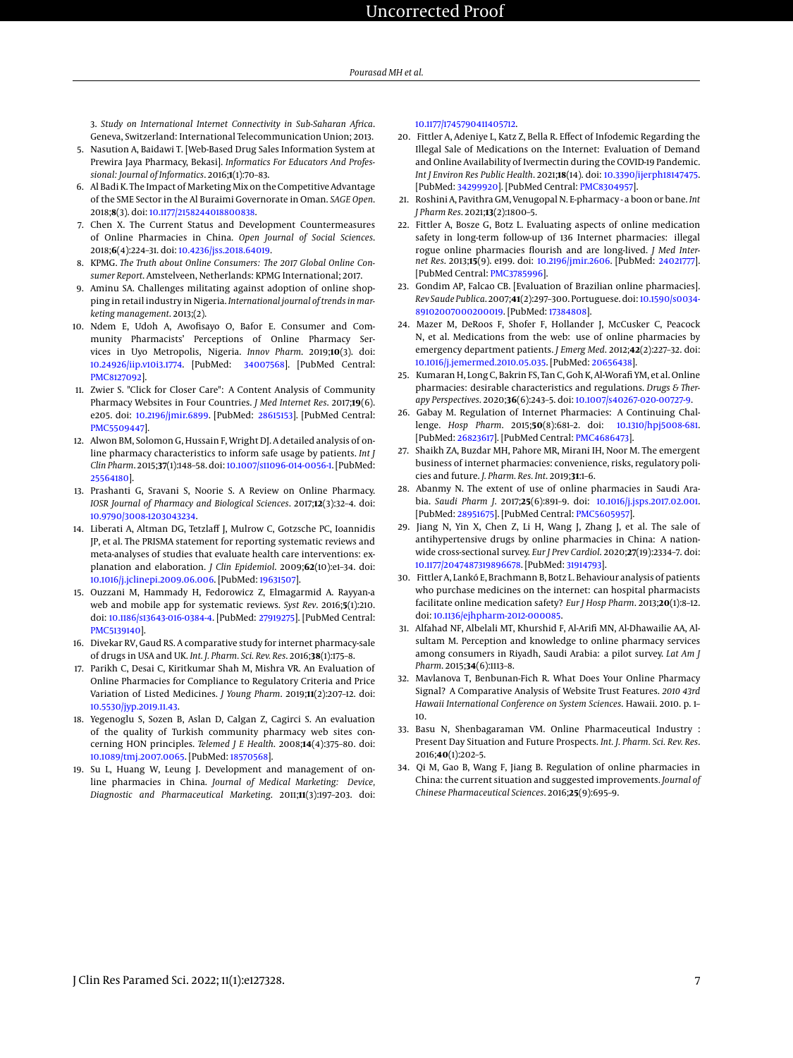3. *Study on International Internet Connectivity in Sub-Saharan Africa*. Geneva, Switzerland: International Telecommunication Union; 2013.
5. Nasution A, Baidawi T. [Web-Based Drug Sales Information System at Prewira Jaya Pharmacy, Bekasi]. *Informatics For Educators And Professional: Journal of Informatics*. 2016;**1**(1):70–83.
6. Al Badi K. The Impact of Marketing Mix on the Competitive Advantage of the SME Sector in the Al Buraimi Governorate in Oman. *SAGE Open*. 2018;**8**(3). doi: 10.1177/2158244018800838.
7. Chen X. The Current Status and Development Countermeasures of Online Pharmacies in China. *Open Journal of Social Sciences*. 2018;**6**(4):224–31. doi: 10.4236/jss.2018.64019.
8. KPMG. *The Truth about Online Consumers: The 2017 Global Online Consumer Report*. Amstelveen, Netherlands: KPMG International; 2017.
9. Aminu SA. Challenges militating against adoption of online shopping in retail industry in Nigeria. *International journal of trends in marketing management*. 2013;(2).
10. Ndem E, Udoh A, Awofisayo O, Bafor E. Consumer and Community Pharmacists' Perceptions of Online Pharmacy Services in Uyo Metropolis, Nigeria. *Innov Pharm*. 2019;**10**(3). doi: 10.24926/iip.v10i3.1774. [PubMed: 34007568]. [PubMed Central: PMC8127092].
11. Zwier S. "Click for Closer Care": A Content Analysis of Community Pharmacy Websites in Four Countries. *J Med Internet Res*. 2017;**19**(6). e205. doi: 10.2196/jmir.6899. [PubMed: 28615153]. [PubMed Central: PMC5509447].
12. Alwon BM, Solomon G, Hussain F, Wright DJ. A detailed analysis of online pharmacy characteristics to inform safe usage by patients. *Int J Clin Pharm*. 2015;**37**(1):148–58. doi: 10.1007/s11096-014-0056-1. [PubMed: 25564180].
13. Prashanti G, Sravani S, Noorie S. A Review on Online Pharmacy. *IOSR Journal of Pharmacy and Biological Sciences*. 2017;**12**(3):32–4. doi: 10.9790/3008-1203043234.
14. Liberati A, Altman DG, Tetzlaff J, Mulrow C, Gotzsche PC, Ioannidis JP, et al. The PRISMA statement for reporting systematic reviews and meta-analyses of studies that evaluate health care interventions: explanation and elaboration. *J Clin Epidemiol*. 2009;**62**(10):e1–34. doi: 10.1016/j.jclinepi.2009.06.006. [PubMed: 19631507].
15. Ouzzani M, Hammady H, Fedorowicz Z, Elmagarmid A. Rayyan-a web and mobile app for systematic reviews. *Syst Rev*. 2016;**5**(1):210. doi: 10.1186/s13643-016-0384-4. [PubMed: 27919275]. [PubMed Central: PMC5139140].
16. Divekar RV, Gaud RS. A comparative study for internet pharmacy-sale of drugs in USA and UK. *Int. J. Pharm. Sci. Rev. Res*. 2016;**38**(1):175–8.
17. Parikh C, Desai C, Kiritkumar Shah M, Mishra VR. An Evaluation of Online Pharmacies for Compliance to Regulatory Criteria and Price Variation of Listed Medicines. *J Young Pharm*. 2019;**11**(2):207–12. doi: 10.5530/jyp.2019.11.43.
18. Yegenoglu S, Sozen B, Aslan D, Calgan Z, Cagirci S. An evaluation of the quality of Turkish community pharmacy web sites concerning HON principles. *Telemed J E Health*. 2008;**14**(4):375–80. doi: 10.1089/tmj.2007.0065. [PubMed: 18570568].
19. Su L, Huang W, Leung J. Development and management of online pharmacies in China. *Journal of Medical Marketing: Device, Diagnostic and Pharmaceutical Marketing*. 2011;**11**(3):197–203. doi: 10.1177/1745790411405712.
20. Fittler A, Adeniye L, Katz Z, Bella R. Effect of Infodemic Regarding the Illegal Sale of Medications on the Internet: Evaluation of Demand and Online Availability of Ivermectin during the COVID-19 Pandemic. *Int J Environ Res Public Health*. 2021;**18**(14). doi: 10.3390/ijerph18147475. [PubMed: 34299920]. [PubMed Central: PMC8304957].
21. Roshini A, Pavithra GM, Venugopal N. E-pharmacy - a boon or bane. *Int J Pharm Res*. 2021;**13**(2):1800–5.
22. Fittler A, Bosze G, Botz L. Evaluating aspects of online medication safety in long-term follow-up of 136 Internet pharmacies: illegal rogue online pharmacies flourish and are long-lived. *J Med Internet Res*. 2013;**15**(9). e199. doi: 10.2196/jmir.2606. [PubMed: 24021777]. [PubMed Central: PMC3785996].
23. Gondim AP, Falcao CB. [Evaluation of Brazilian online pharmacies]. *Rev Saude Publica*. 2007;**41**(2):297–300. Portuguese. doi: 10.1590/s0034-89102007000200019. [PubMed: 17384808].
24. Mazer M, DeRoos F, Shofer F, Hollander J, McCusker C, Peacock N, et al. Medications from the web: use of online pharmacies by emergency department patients. *J Emerg Med*. 2012;**42**(2):227–32. doi: 10.1016/j.jemermed.2010.05.035. [PubMed: 20656438].
25. Kumaran H, Long C, Bakrin FS, Tan C, Goh K, Al-Worafi YM, et al. Online pharmacies: desirable characteristics and regulations. *Drugs & Therapy Perspectives*. 2020;**36**(6):243–5. doi: 10.1007/s40267-020-00727-9.
26. Gabay M. Regulation of Internet Pharmacies: A Continuing Challenge. *Hosp Pharm*. 2015;**50**(8):681–2. doi: 10.1310/hpj5008-681. [PubMed: 26823617]. [PubMed Central: PMC4686473].
27. Shaikh ZA, Buzdar MH, Pahore MR, Mirani IH, Noor M. The emergent business of internet pharmacies: convenience, risks, regulatory policies and future. *J. Pharm. Res. Int*. 2019;**31**:1–6.
28. Abanmy N. The extent of use of online pharmacies in Saudi Arabia. *Saudi Pharm J*. 2017;**25**(6):891–9. doi: 10.1016/j.jsps.2017.02.001. [PubMed: 28951675]. [PubMed Central: PMC5605957].
29. Jiang N, Yin X, Chen Z, Li H, Wang J, Zhang J, et al. The sale of antihypertensive drugs by online pharmacies in China: A nationwide cross-sectional survey. *Eur J Prev Cardiol*. 2020;**27**(19):2334–7. doi: 10.1177/2047487319896678. [PubMed: 31914793].
30. Fittler A, Lankó E, Brachmann B, Botz L. Behaviour analysis of patients who purchase medicines on the internet: can hospital pharmacists facilitate online medication safety? *Eur J Hosp Pharm*. 2013;**20**(1):8–12. doi: 10.1136/ejhpharm-2012-000085.
31. Alfahad NF, Albelali MT, Khurshid F, Al-Arifi MN, Al-Dhawailie AA, Alsultam M. Perception and knowledge to online pharmacy services among consumers in Riyadh, Saudi Arabia: a pilot survey. *Lat Am J Pharm*. 2015;**34**(6):1113–8.
32. Mavlanova T, Benbunan-Fich R. What Does Your Online Pharmacy Signal? A Comparative Analysis of Website Trust Features. *2010 43rd Hawaii International Conference on System Sciences*. Hawaii. 2010. p. 1–10.
33. Basu N, Shenbagaraman VM. Online Pharmaceutical Industry : Present Day Situation and Future Prospects. *Int. J. Pharm. Sci. Rev. Res*. 2016;**40**(1):202–5.
34. Qi M, Gao B, Wang F, Jiang B. Regulation of online pharmacies in China: the current situation and suggested improvements. *Journal of Chinese Pharmaceutical Sciences*. 2016;**25**(9):695–9.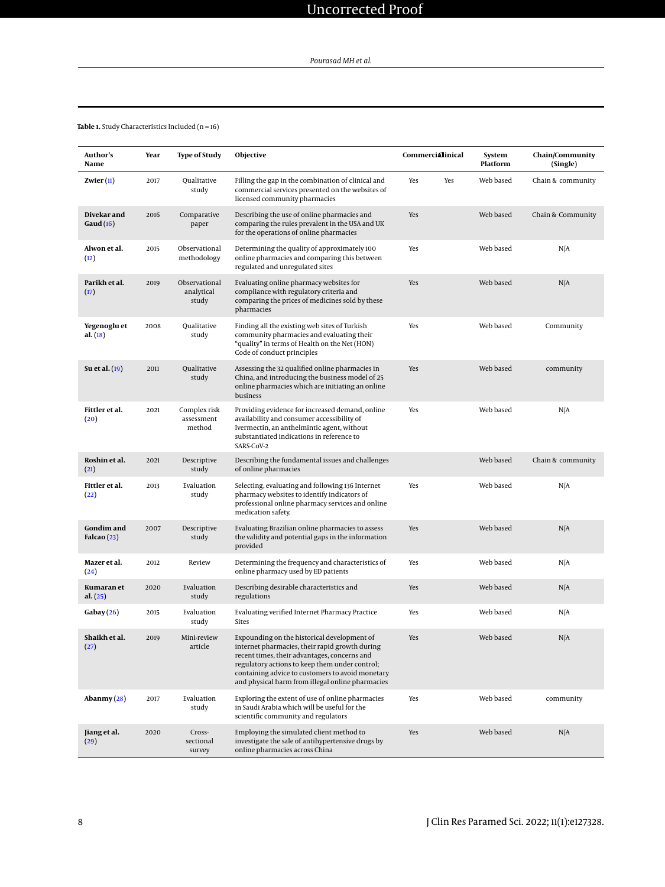**Table 1.** Study Characteristics Included (n = 16)

| Author's Name | Year | Type of Study | Objective | Commercial | Clinical | System Platform | Chain/Community (Single) |
|---|---|---|---|---|---|---|---|
| **Zwier** (11) | 2017 | Qualitative study | Filling the gap in the combination of clinical and commercial services presented on the websites of licensed community pharmacies | Yes | Yes | Web based | Chain & community |
| **Divekar and Gaud** (16) | 2016 | Comparative paper | Describing the use of online pharmacies and comparing the rules prevalent in the USA and UK for the operations of online pharmacies | Yes | | Web based | Chain & Community |
| **Alwon et al.** (12) | 2015 | Observational methodology | Determining the quality of approximately 100 online pharmacies and comparing this between regulated and unregulated sites | Yes | | Web based | N/A |
| **Parikh et al.** (17) | 2019 | Observational analytical study | Evaluating online pharmacy websites for compliance with regulatory criteria and comparing the prices of medicines sold by these pharmacies | Yes | | Web based | N/A |
| **Yegenoglu et al.** (18) | 2008 | Qualitative study | Finding all the existing web sites of Turkish community pharmacies and evaluating their "quality" in terms of Health on the Net (HON) Code of conduct principles | Yes | | Web based | Community |
| **Su et al.** (19) | 2011 | Qualitative study | Assessing the 32 qualified online pharmacies in China, and introducing the business model of 25 online pharmacies which are initiating an online business | Yes | | Web based | community |
| **Fittler et al.** (20) | 2021 | Complex risk assessment method | Providing evidence for increased demand, online availability and consumer accessibility of Ivermectin, an anthelmintic agent, without substantiated indications in reference to SARS-CoV-2 | Yes | | Web based | N/A |
| **Roshin et al.** (21) | 2021 | Descriptive study | Describing the fundamental issues and challenges of online pharmacies | | | Web based | Chain & community |
| **Fittler et al.** (22) | 2013 | Evaluation study | Selecting, evaluating and following 136 Internet pharmacy websites to identify indicators of professional online pharmacy services and online medication safety. | Yes | | Web based | N/A |
| **Gondim and Falcao** (23) | 2007 | Descriptive study | Evaluating Brazilian online pharmacies to assess the validity and potential gaps in the information provided | Yes | | Web based | N/A |
| **Mazer et al.** (24) | 2012 | Review | Determining the frequency and characteristics of online pharmacy used by ED patients | Yes | | Web based | N/A |
| **Kumaran et al.** (25) | 2020 | Evaluation study | Describing desirable characteristics and regulations | Yes | | Web based | N/A |
| **Gabay** (26) | 2015 | Evaluation study | Evaluating verified Internet Pharmacy Practice Sites | Yes | | Web based | N/A |
| **Shaikh et al.** (27) | 2019 | Mini-review article | Expounding on the historical development of internet pharmacies, their rapid growth during recent times, their advantages, concerns and regulatory actions to keep them under control; containing advice to customers to avoid monetary and physical harm from illegal online pharmacies | Yes | | Web based | N/A |
| **Abanmy** (28) | 2017 | Evaluation study | Exploring the extent of use of online pharmacies in Saudi Arabia which will be useful for the scientific community and regulators | Yes | | Web based | community |
| **Jiang et al.** (29) | 2020 | Cross-sectional survey | Employing the simulated client method to investigate the sale of antihypertensive drugs by online pharmacies across China | Yes | | Web based | N/A |